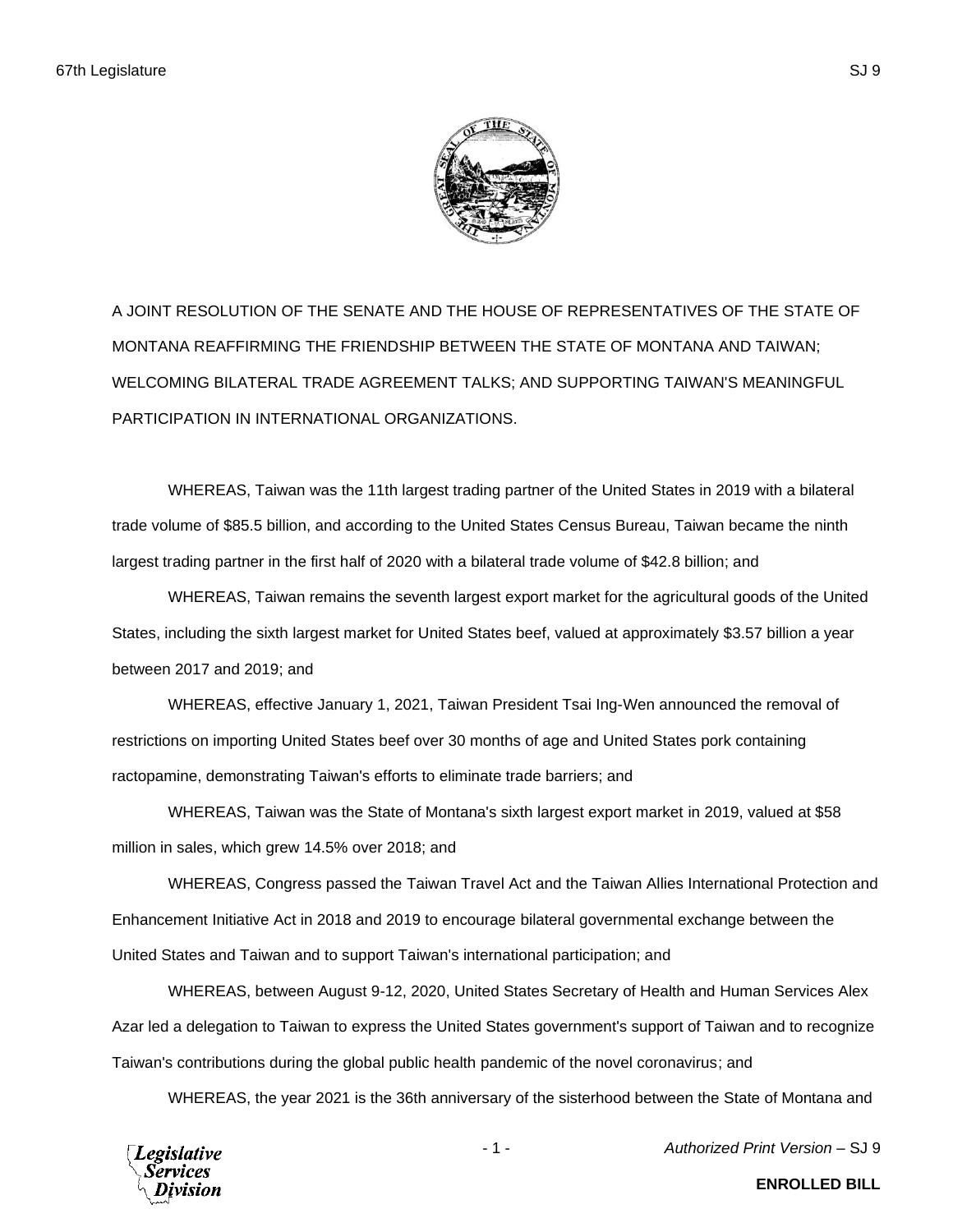A JOINT RESOLUTION OF THE SENATE AND THE HOUSE OF REPRESENTATIVES OF THE STATE OF MONTANA REAFFIRMING THE FRIENDSHIP BETWEEN THE STATE OF MONTANA AND TAIWAN; WELCOMING BILATERAL TRADE AGREEMENT TALKS; AND SUPPORTING TAIWAN'S MEANINGFUL PARTICIPATION IN INTERNATIONAL ORGANIZATIONS.

WHEREAS, Taiwan was the 11th largest trading partner of the United States in 2019 with a bilateral trade volume of $85.5 billion, and according to the United States Census Bureau, Taiwan became the ninth largest trading partner in the first half of 2020 with a bilateral trade volume of $42.8 billion; and

WHEREAS, Taiwan remains the seventh largest export market for the agricultural goods of the United States, including the sixth largest market for United States beef, valued at approximately $3.57 billion a year between 2017 and 2019; and

WHEREAS, effective January 1, 2021, Taiwan President Tsai Ing-Wen announced the removal of restrictions on importing United States beef over 30 months of age and United States pork containing ractopamine, demonstrating Taiwan's efforts to eliminate trade barriers; and

WHEREAS, Taiwan was the State of Montana's sixth largest export market in 2019, valued at $58 million in sales, which grew 14.5% over 2018; and

WHEREAS, Congress passed the Taiwan Travel Act and the Taiwan Allies International Protection and Enhancement Initiative Act in 2018 and 2019 to encourage bilateral governmental exchange between the United States and Taiwan and to support Taiwan's international participation; and

WHEREAS, between August 9-12, 2020, United States Secretary of Health and Human Services Alex Azar led a delegation to Taiwan to express the United States government's support of Taiwan and to recognize Taiwan's contributions during the global public health pandemic of the novel coronavirus; and

WHEREAS, the year 2021 is the 36th anniversary of the sisterhood between the State of Montana and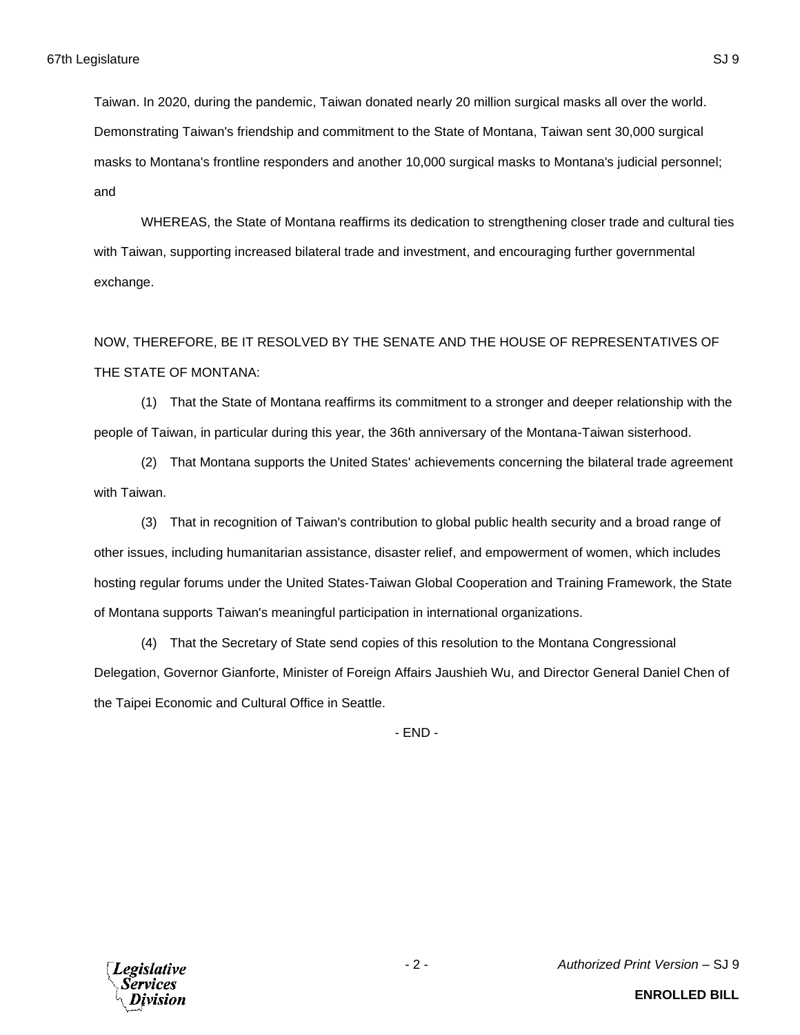Taiwan. In 2020, during the pandemic, Taiwan donated nearly 20 million surgical masks all over the world. Demonstrating Taiwan's friendship and commitment to the State of Montana, Taiwan sent 30,000 surgical masks to Montana's frontline responders and another 10,000 surgical masks to Montana's judicial personnel; and

WHEREAS, the State of Montana reaffirms its dedication to strengthening closer trade and cultural ties with Taiwan, supporting increased bilateral trade and investment, and encouraging further governmental exchange.

NOW, THEREFORE, BE IT RESOLVED BY THE SENATE AND THE HOUSE OF REPRESENTATIVES OF THE STATE OF MONTANA:

(1) That the State of Montana reaffirms its commitment to a stronger and deeper relationship with the people of Taiwan, in particular during this year, the 36th anniversary of the Montana-Taiwan sisterhood.

(2) That Montana supports the United States' achievements concerning the bilateral trade agreement with Taiwan.

(3) That in recognition of Taiwan's contribution to global public health security and a broad range of other issues, including humanitarian assistance, disaster relief, and empowerment of women, which includes hosting regular forums under the United States-Taiwan Global Cooperation and Training Framework, the State of Montana supports Taiwan's meaningful participation in international organizations.

(4) That the Secretary of State send copies of this resolution to the Montana Congressional Delegation, Governor Gianforte, Minister of Foreign Affairs Jaushieh Wu, and Director General Daniel Chen of the Taipei Economic and Cultural Office in Seattle.

- END -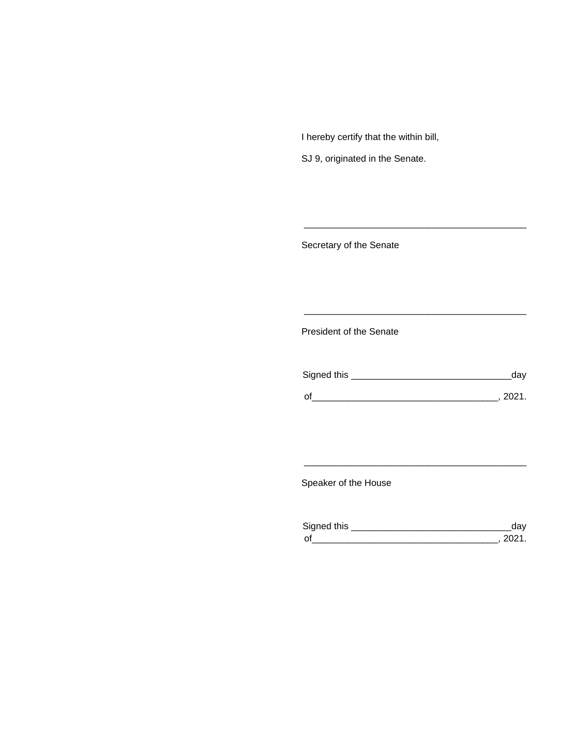I hereby certify that the within bill,

SJ 9, originated in the Senate.

\_\_\_\_\_\_\_\_\_\_\_\_\_\_\_\_\_\_\_\_\_\_\_\_\_\_\_\_\_\_\_\_\_\_\_\_\_\_\_\_\_\_\_\_

Secretary of the Senate

\_\_\_\_\_\_\_\_\_\_\_\_\_\_\_\_\_\_\_\_\_\_\_\_\_\_\_\_\_\_\_\_\_\_\_\_\_\_\_\_\_\_\_\_

President of the Senate

Signed this \_\_\_\_\_\_\_\_\_\_\_\_\_\_\_\_\_\_\_\_\_\_\_\_\_\_\_\_\_\_\_day

of\_\_\_\_\_\_\_\_\_\_\_\_\_\_\_\_\_\_\_\_\_\_\_\_\_\_\_\_\_\_\_\_\_\_\_\_, 2021.

\_\_\_\_\_\_\_\_\_\_\_\_\_\_\_\_\_\_\_\_\_\_\_\_\_\_\_\_\_\_\_\_\_\_\_\_\_\_\_\_\_\_\_\_

Speaker of the House

Signed this \_\_\_\_\_\_\_\_\_\_\_\_\_\_\_\_\_\_\_\_\_\_\_\_\_\_\_\_\_\_\_day
of\_\_\_\_\_\_\_\_\_\_\_\_\_\_\_\_\_\_\_\_\_\_\_\_\_\_\_\_\_\_\_\_\_\_\_\_, 2021.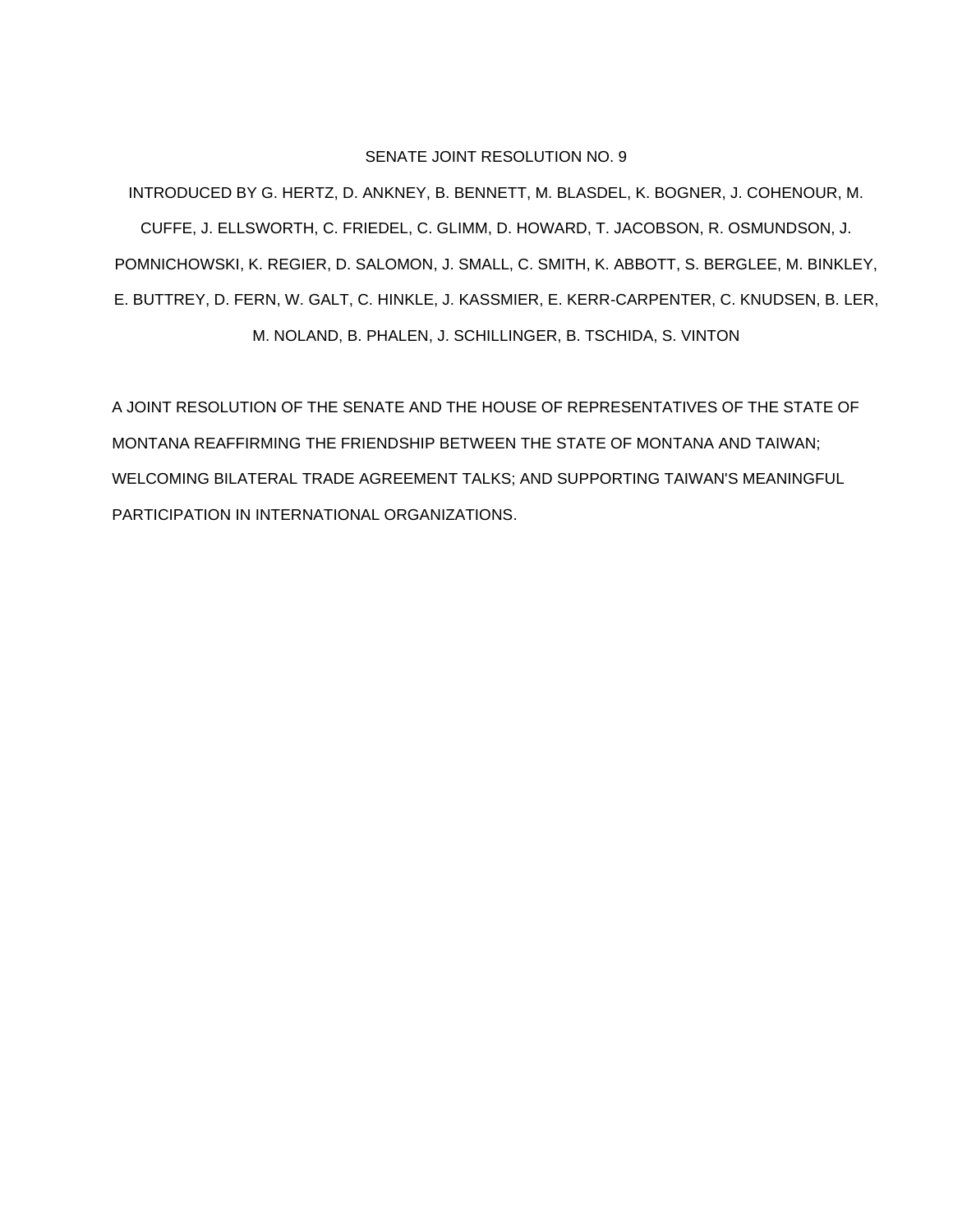SENATE JOINT RESOLUTION NO. 9

INTRODUCED BY G. HERTZ, D. ANKNEY, B. BENNETT, M. BLASDEL, K. BOGNER, J. COHENOUR, M. CUFFE, J. ELLSWORTH, C. FRIEDEL, C. GLIMM, D. HOWARD, T. JACOBSON, R. OSMUNDSON, J. POMNICHOWSKI, K. REGIER, D. SALOMON, J. SMALL, C. SMITH, K. ABBOTT, S. BERGLEE, M. BINKLEY, E. BUTTREY, D. FERN, W. GALT, C. HINKLE, J. KASSMIER, E. KERR-CARPENTER, C. KNUDSEN, B. LER, M. NOLAND, B. PHALEN, J. SCHILLINGER, B. TSCHIDA, S. VINTON

A JOINT RESOLUTION OF THE SENATE AND THE HOUSE OF REPRESENTATIVES OF THE STATE OF MONTANA REAFFIRMING THE FRIENDSHIP BETWEEN THE STATE OF MONTANA AND TAIWAN; WELCOMING BILATERAL TRADE AGREEMENT TALKS; AND SUPPORTING TAIWAN'S MEANINGFUL PARTICIPATION IN INTERNATIONAL ORGANIZATIONS.